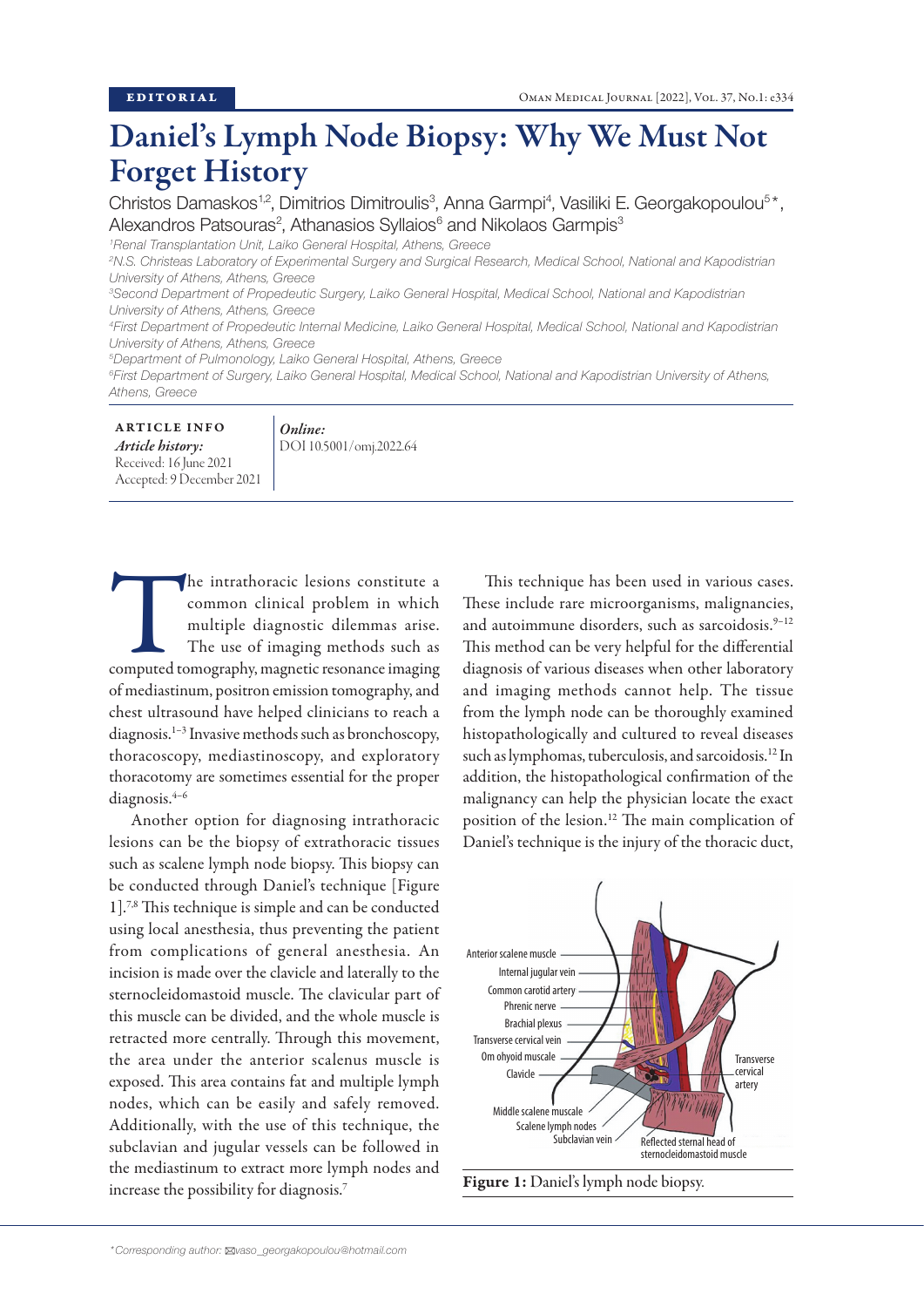EDITORIAL

# Daniel's Lymph Node Biopsy: Why We Must Not Forget History

Christos Damaskos[1,2], Dimitrios Dimitroulis[3], Anna Garmpi[4], Vasiliki E. Georgakopoulou[5]*, Alexandros Patsouras[2], Athanasios Syllaios[6] and Nikolaos Garmpis[3]

[1]*Renal Transplantation Unit, Laiko General Hospital, Athens, Greece*

[2]*N.S. Christeas Laboratory of Experimental Surgery and Surgical Research, Medical School, National and Kapodistrian University of Athens, Athens, Greece*

[3]*Second Department of Propedeutic Surgery, Laiko General Hospital, Medical School, National and Kapodistrian University of Athens, Athens, Greece*

[4]*First Department of Propedeutic Internal Medicine, Laiko General Hospital, Medical School, National and Kapodistrian University of Athens, Athens, Greece*

[5]*Department of Pulmonology, Laiko General Hospital, Athens, Greece*

[6]*First Department of Surgery, Laiko General Hospital, Medical School, National and Kapodistrian University of Athens, Athens, Greece*

ARTICLE INFO

*Article history:*
Received: 16 June 2021
Accepted: 9 December 2021

*Online:*
DOI 10.5001/omj.2022.64

The intrathoracic lesions constitute a common clinical problem in which multiple diagnostic dilemmas arise. The use of imaging methods such as computed tomography, magnetic resonance imaging of mediastinum, positron emission tomography, and chest ultrasound have helped clinicians to reach a diagnosis.[1–3] Invasive methods such as bronchoscopy, thoracoscopy, mediastinoscopy, and exploratory thoracotomy are sometimes essential for the proper diagnosis.[4–6]

Another option for diagnosing intrathoracic lesions can be the biopsy of extrathoracic tissues such as scalene lymph node biopsy. This biopsy can be conducted through Daniel's technique [Figure 1].[7,8] This technique is simple and can be conducted using local anesthesia, thus preventing the patient from complications of general anesthesia. An incision is made over the clavicle and laterally to the sternocleidomastoid muscle. The clavicular part of this muscle can be divided, and the whole muscle is retracted more centrally. Through this movement, the area under the anterior scalenus muscle is exposed. This area contains fat and multiple lymph nodes, which can be easily and safely removed. Additionally, with the use of this technique, the subclavian and jugular vessels can be followed in the mediastinum to extract more lymph nodes and increase the possibility for diagnosis.[7]

This technique has been used in various cases. These include rare microorganisms, malignancies, and autoimmune disorders, such as sarcoidosis.[9–12] This method can be very helpful for the differential diagnosis of various diseases when other laboratory and imaging methods cannot help. The tissue from the lymph node can be thoroughly examined histopathologically and cultured to reveal diseases such as lymphomas, tuberculosis, and sarcoidosis.[12] In addition, the histopathological confirmation of the malignancy can help the physician locate the exact position of the lesion.[12] The main complication of Daniel's technique is the injury of the thoracic duct,

Figure 1: Daniel's lymph node biopsy.

*Corresponding author: vaso_georgakopoulou@hotmail.com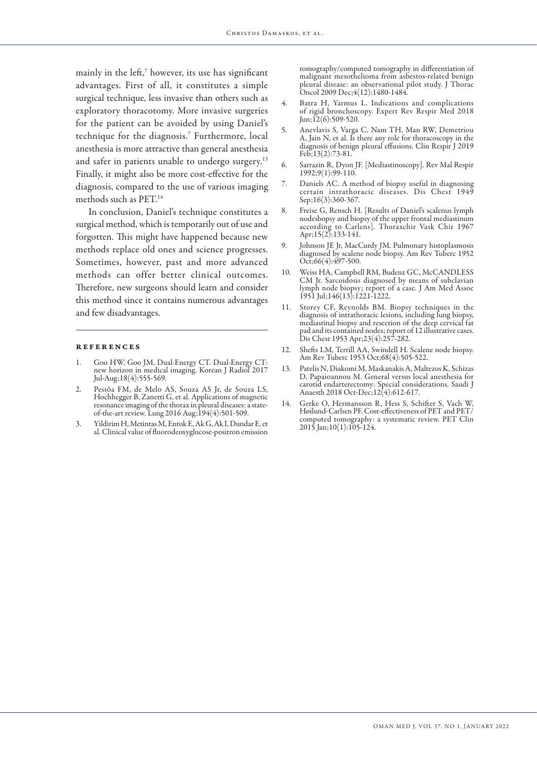mainly in the left,[7] however, its use has significant advantages. First of all, it constitutes a simple surgical technique, less invasive than others such as exploratory thoracotomy. More invasive surgeries for the patient can be avoided by using Daniel's technique for the diagnosis.[7] Furthermore, local anesthesia is more attractive than general anesthesia and safer in patients unable to undergo surgery.[13] Finally, it might also be more cost-effective for the diagnosis, compared to the use of various imaging methods such as PET.[14]

In conclusion, Daniel's technique constitutes a surgical method, which is temporarily out of use and forgotten. This might have happened because new methods replace old ones and science progresses. Sometimes, however, past and more advanced methods can offer better clinical outcomes. Therefore, new surgeons should learn and consider this method since it contains numerous advantages and few disadvantages.

## References

1. Goo HW, Goo JM, Dual-Energy CT. Dual-Energy CT: new horizon in medical imaging. Korean J Radiol 2017 Jul-Aug;18(4):555-569.
2. Pessôa FM, de Melo AS, Souza AS Jr, de Souza LS, Hochhegger B, Zanetti G, et al. Applications of magnetic resonance imaging of the thorax in pleural diseases: a state-of-the-art review. Lung 2016 Aug;194(4):501-509.
3. Yildirim H, Metintas M, Entok E, Ak G, Ak I, Dundar E, et al. Clinical value of fluorodeoxyglucose-positron emission tomography/computed tomography in differentiation of malignant mesothelioma from asbestos-related benign pleural disease: an observational pilot study. J Thorac Oncol 2009 Dec;4(12):1480-1484.
4. Batra H, Yarmus L. Indications and complications of rigid bronchoscopy. Expert Rev Respir Med 2018 Jun;12(6):509-520.
5. Anevlavis S, Varga C, Nam TH, Man RW, Demetriou A, Jain N, et al. Is there any role for thoracoscopy in the diagnosis of benign pleural effusions. Clin Respir J 2019 Feb;13(2):73-81.
6. Sarrazin R, Dyon JF. [Mediastinoscopy]. Rev Mal Respir 1992;9(1):99-110.
7. Daniels AC. A method of biopsy useful in diagnosing certain intrathoracic diseases. Dis Chest 1949 Sep;16(3):360-367.
8. Freise G, Rensch H. [Results of Daniel's scalenus lymph nodesbopsy and biopsy of the upper frontal mediastinum according to Carlens]. Thoraxchir Vask Chir 1967 Apr;15(2):133-141.
9. Johnson JE Jr, MacCurdy JM. Pulmonary histoplasmosis diagnosed by scalene node biopsy. Am Rev Tuberc 1952 Oct;66(4):497-500.
10. Weiss HA, Campbell RM, Budenz GC, McCANDLESS CM Jr. Sarcoidosis diagnosed by means of subclavian lymph node biopsy; report of a case. J Am Med Assoc 1951 Jul;146(13):1221-1222.
11. Storey CF, Reynolds BM. Biopsy techniques in the diagnosis of intrathoracic lesions, including lung biopsy, mediastinal biopsy and resection of the deep cervical fat pad and its contained nodes; report of 12 illustrative cases. Dis Chest 1953 Apr;23(4):257-282.
12. Shefts LM, Terrill AA, Swindell H. Scalene node biopsy. Am Rev Tuberc 1953 Oct;68(4):505-522.
13. Patelis N, Diakomi M, Maskanakis A, Maltezos K, Schizas D, Papaioannou M. General versus local anesthesia for carotid endarterectomy: Special considerations. Saudi J Anaesth 2018 Oct-Dec;12(4):612-617.
14. Gerke O, Hermansson R, Hess S, Schifter S, Vach W, Høilund-Carlsen PF. Cost-effectiveness of PET and PET/computed tomography: a systematic review. PET Clin 2015 Jan;10(1):105-124.